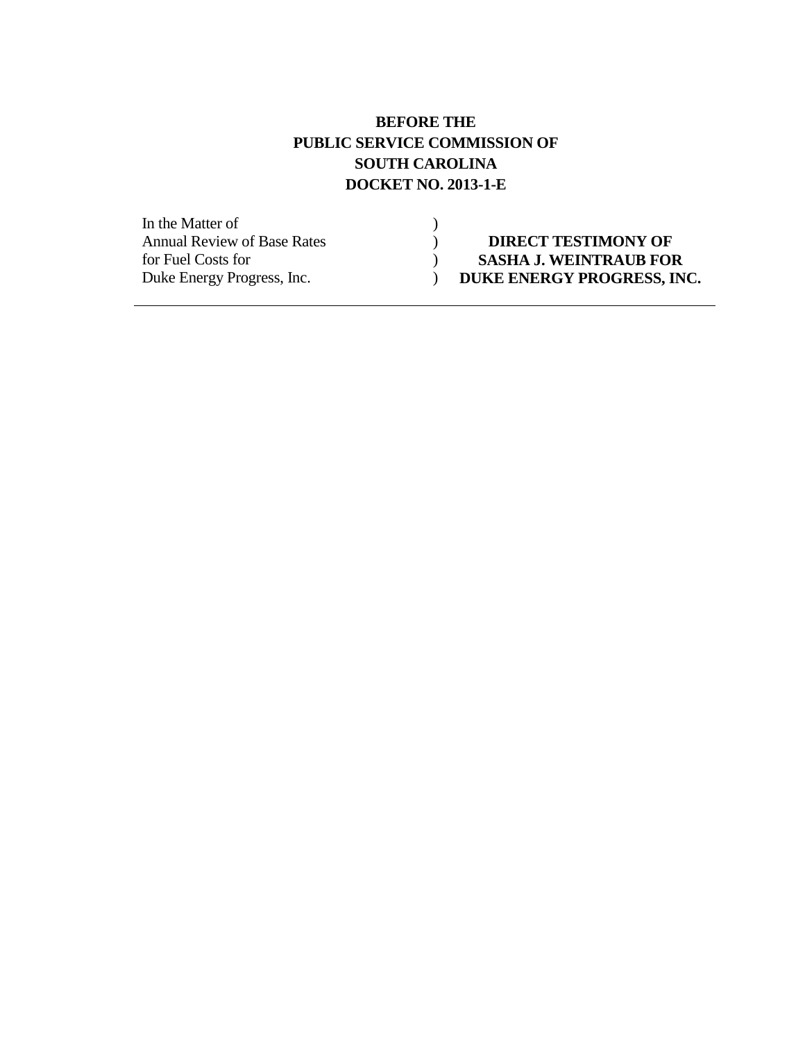**BEFORE THE**
**PUBLIC SERVICE COMMISSION OF**
**SOUTH CAROLINA**
**DOCKET NO. 2013-1-E**

| | | |
|---|---|---|
| In the Matter of | ) | |
| Annual Review of Base Rates | ) | **DIRECT TESTIMONY OF** |
| for Fuel Costs for | ) | **SASHA J. WEINTRAUB FOR** |
| Duke Energy Progress, Inc. | ) | **DUKE ENERGY PROGRESS, INC.** |

---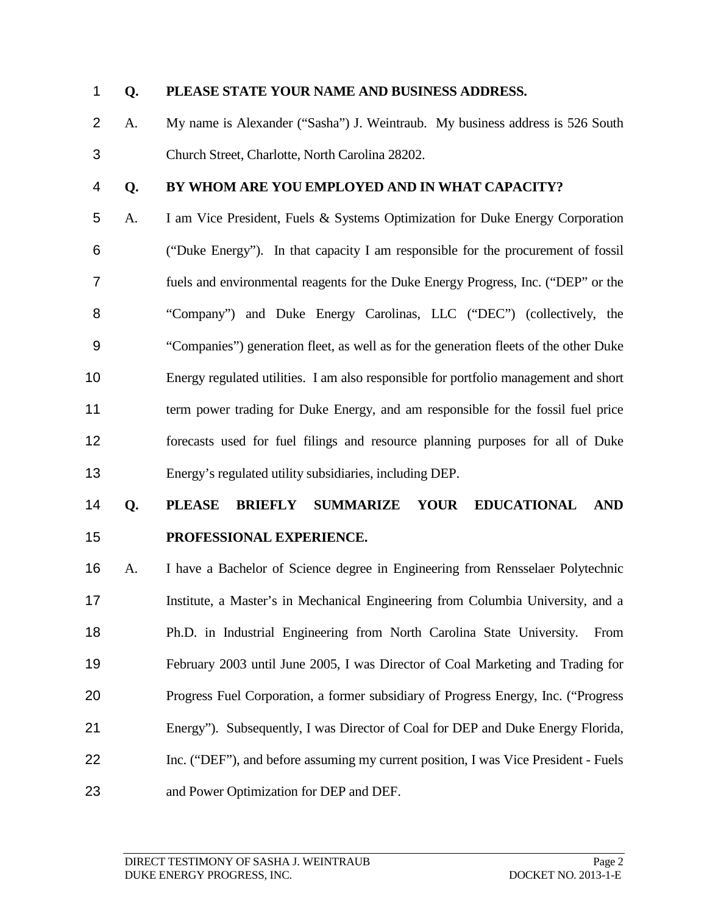**Q. PLEASE STATE YOUR NAME AND BUSINESS ADDRESS.**

A. My name is Alexander ("Sasha") J. Weintraub. My business address is 526 South Church Street, Charlotte, North Carolina 28202.

**Q. BY WHOM ARE YOU EMPLOYED AND IN WHAT CAPACITY?**

A. I am Vice President, Fuels & Systems Optimization for Duke Energy Corporation ("Duke Energy"). In that capacity I am responsible for the procurement of fossil fuels and environmental reagents for the Duke Energy Progress, Inc. ("DEP" or the "Company") and Duke Energy Carolinas, LLC ("DEC") (collectively, the "Companies") generation fleet, as well as for the generation fleets of the other Duke Energy regulated utilities. I am also responsible for portfolio management and short term power trading for Duke Energy, and am responsible for the fossil fuel price forecasts used for fuel filings and resource planning purposes for all of Duke Energy's regulated utility subsidiaries, including DEP.

**Q. PLEASE BRIEFLY SUMMARIZE YOUR EDUCATIONAL AND PROFESSIONAL EXPERIENCE.**

A. I have a Bachelor of Science degree in Engineering from Rensselaer Polytechnic Institute, a Master's in Mechanical Engineering from Columbia University, and a Ph.D. in Industrial Engineering from North Carolina State University. From February 2003 until June 2005, I was Director of Coal Marketing and Trading for Progress Fuel Corporation, a former subsidiary of Progress Energy, Inc. ("Progress Energy"). Subsequently, I was Director of Coal for DEP and Duke Energy Florida, Inc. ("DEF"), and before assuming my current position, I was Vice President - Fuels and Power Optimization for DEP and DEF.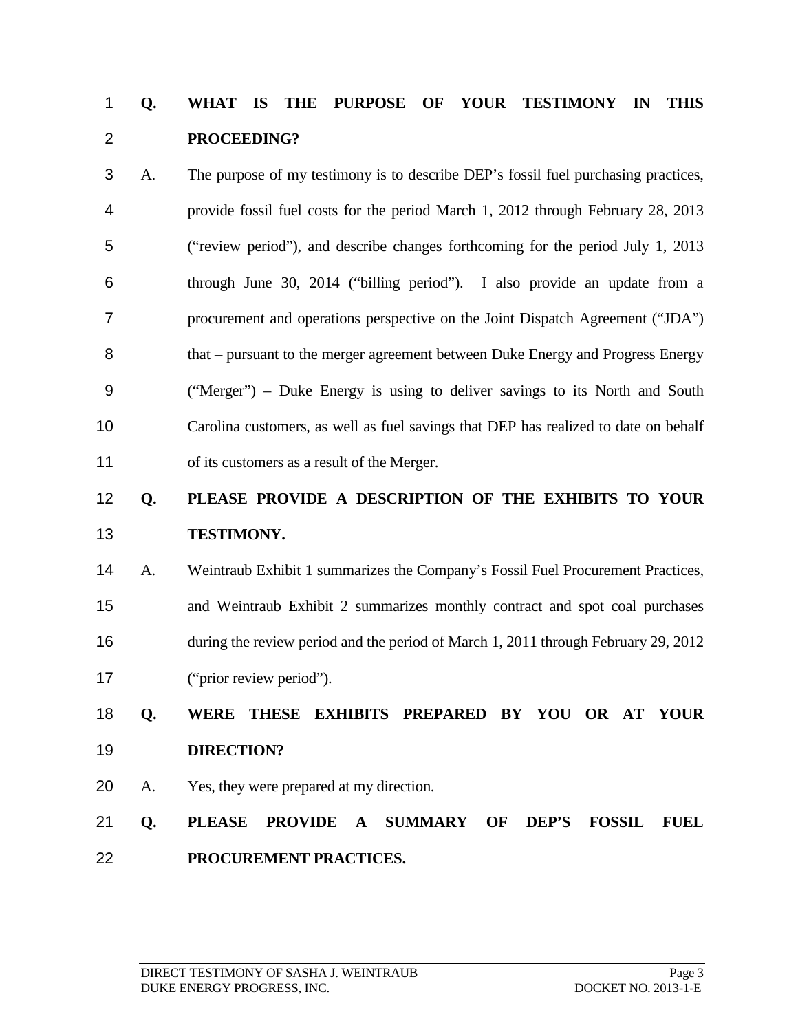**Q. WHAT IS THE PURPOSE OF YOUR TESTIMONY IN THIS PROCEEDING?**

A. The purpose of my testimony is to describe DEP's fossil fuel purchasing practices, provide fossil fuel costs for the period March 1, 2012 through February 28, 2013 ("review period"), and describe changes forthcoming for the period July 1, 2013 through June 30, 2014 ("billing period"). I also provide an update from a procurement and operations perspective on the Joint Dispatch Agreement ("JDA") that – pursuant to the merger agreement between Duke Energy and Progress Energy ("Merger") – Duke Energy is using to deliver savings to its North and South Carolina customers, as well as fuel savings that DEP has realized to date on behalf of its customers as a result of the Merger.

**Q. PLEASE PROVIDE A DESCRIPTION OF THE EXHIBITS TO YOUR TESTIMONY.**

A. Weintraub Exhibit 1 summarizes the Company's Fossil Fuel Procurement Practices, and Weintraub Exhibit 2 summarizes monthly contract and spot coal purchases during the review period and the period of March 1, 2011 through February 29, 2012 ("prior review period").

**Q. WERE THESE EXHIBITS PREPARED BY YOU OR AT YOUR DIRECTION?**

A. Yes, they were prepared at my direction.

**Q. PLEASE PROVIDE A SUMMARY OF DEP'S FOSSIL FUEL PROCUREMENT PRACTICES.**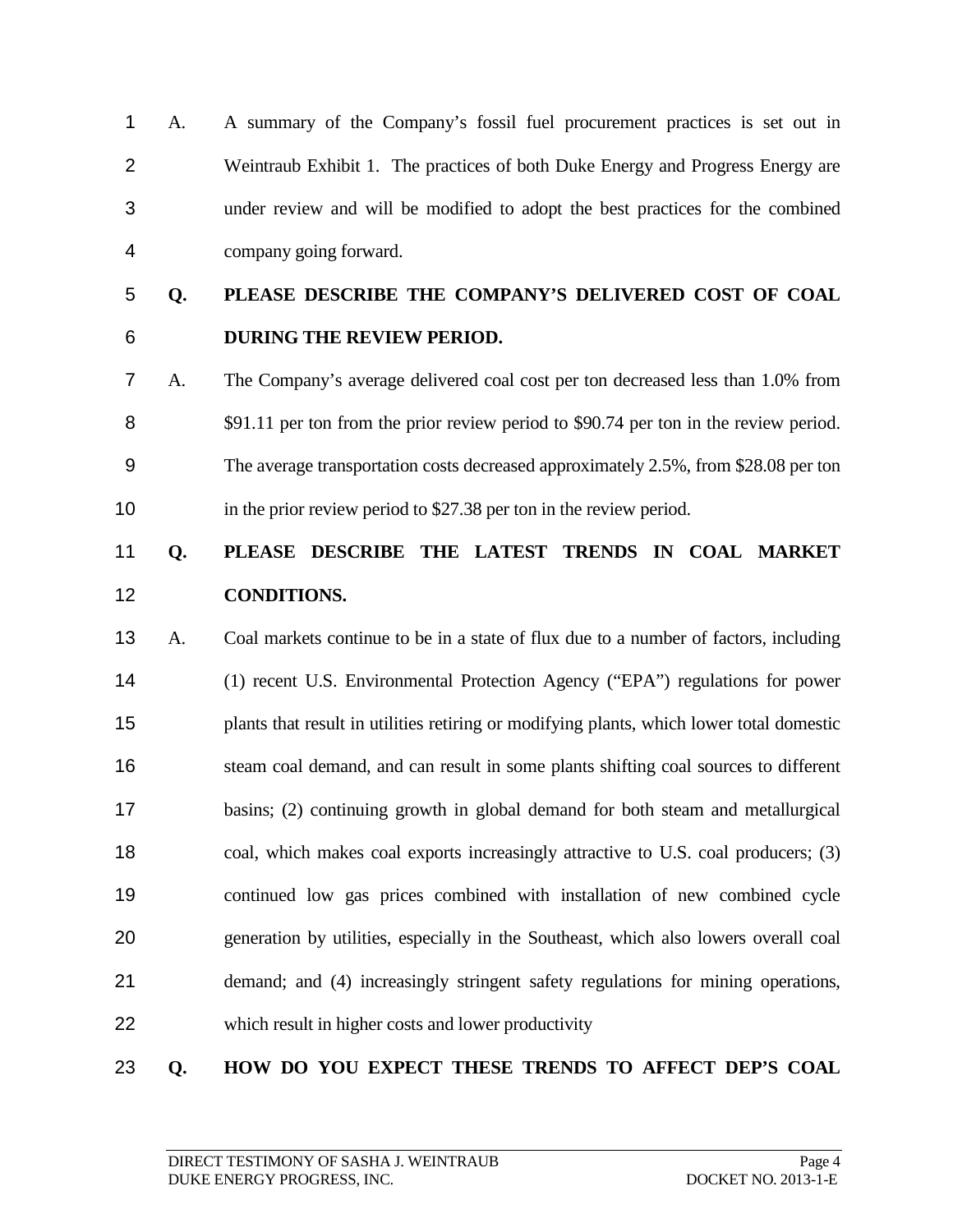A. A summary of the Company's fossil fuel procurement practices is set out in Weintraub Exhibit 1. The practices of both Duke Energy and Progress Energy are under review and will be modified to adopt the best practices for the combined company going forward.

**Q. PLEASE DESCRIBE THE COMPANY'S DELIVERED COST OF COAL DURING THE REVIEW PERIOD.**

A. The Company's average delivered coal cost per ton decreased less than 1.0% from $91.11 per ton from the prior review period to $90.74 per ton in the review period. The average transportation costs decreased approximately 2.5%, from $28.08 per ton in the prior review period to $27.38 per ton in the review period.

**Q. PLEASE DESCRIBE THE LATEST TRENDS IN COAL MARKET CONDITIONS.**

A. Coal markets continue to be in a state of flux due to a number of factors, including (1) recent U.S. Environmental Protection Agency ("EPA") regulations for power plants that result in utilities retiring or modifying plants, which lower total domestic steam coal demand, and can result in some plants shifting coal sources to different basins; (2) continuing growth in global demand for both steam and metallurgical coal, which makes coal exports increasingly attractive to U.S. coal producers; (3) continued low gas prices combined with installation of new combined cycle generation by utilities, especially in the Southeast, which also lowers overall coal demand; and (4) increasingly stringent safety regulations for mining operations, which result in higher costs and lower productivity

**Q. HOW DO YOU EXPECT THESE TRENDS TO AFFECT DEP'S COAL**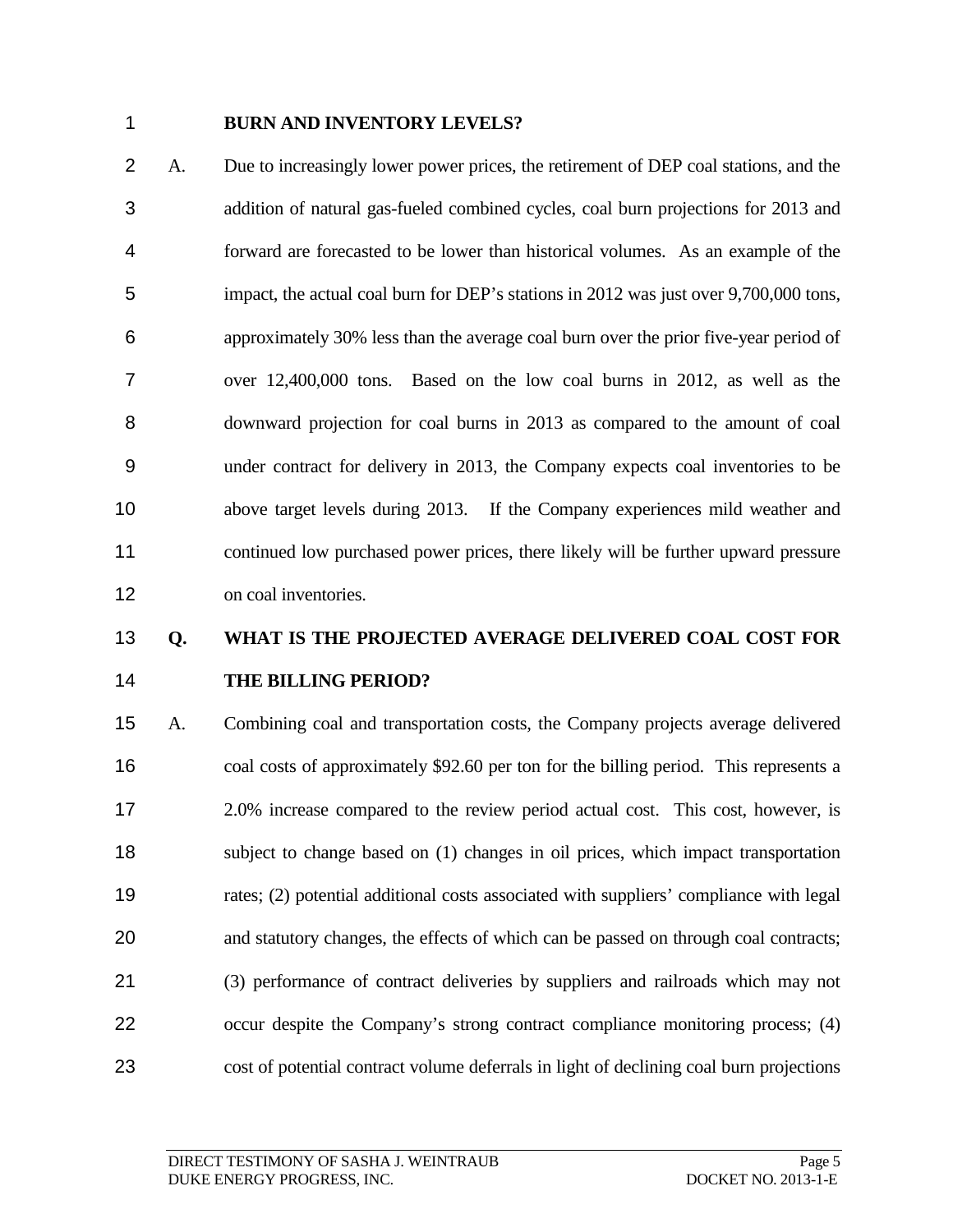**BURN AND INVENTORY LEVELS?**

A. Due to increasingly lower power prices, the retirement of DEP coal stations, and the addition of natural gas-fueled combined cycles, coal burn projections for 2013 and forward are forecasted to be lower than historical volumes. As an example of the impact, the actual coal burn for DEP's stations in 2012 was just over 9,700,000 tons, approximately 30% less than the average coal burn over the prior five-year period of over 12,400,000 tons. Based on the low coal burns in 2012, as well as the downward projection for coal burns in 2013 as compared to the amount of coal under contract for delivery in 2013, the Company expects coal inventories to be above target levels during 2013. If the Company experiences mild weather and continued low purchased power prices, there likely will be further upward pressure on coal inventories.

**Q. WHAT IS THE PROJECTED AVERAGE DELIVERED COAL COST FOR THE BILLING PERIOD?**

A. Combining coal and transportation costs, the Company projects average delivered coal costs of approximately $92.60 per ton for the billing period. This represents a 2.0% increase compared to the review period actual cost. This cost, however, is subject to change based on (1) changes in oil prices, which impact transportation rates; (2) potential additional costs associated with suppliers' compliance with legal and statutory changes, the effects of which can be passed on through coal contracts; (3) performance of contract deliveries by suppliers and railroads which may not occur despite the Company's strong contract compliance monitoring process; (4) cost of potential contract volume deferrals in light of declining coal burn projections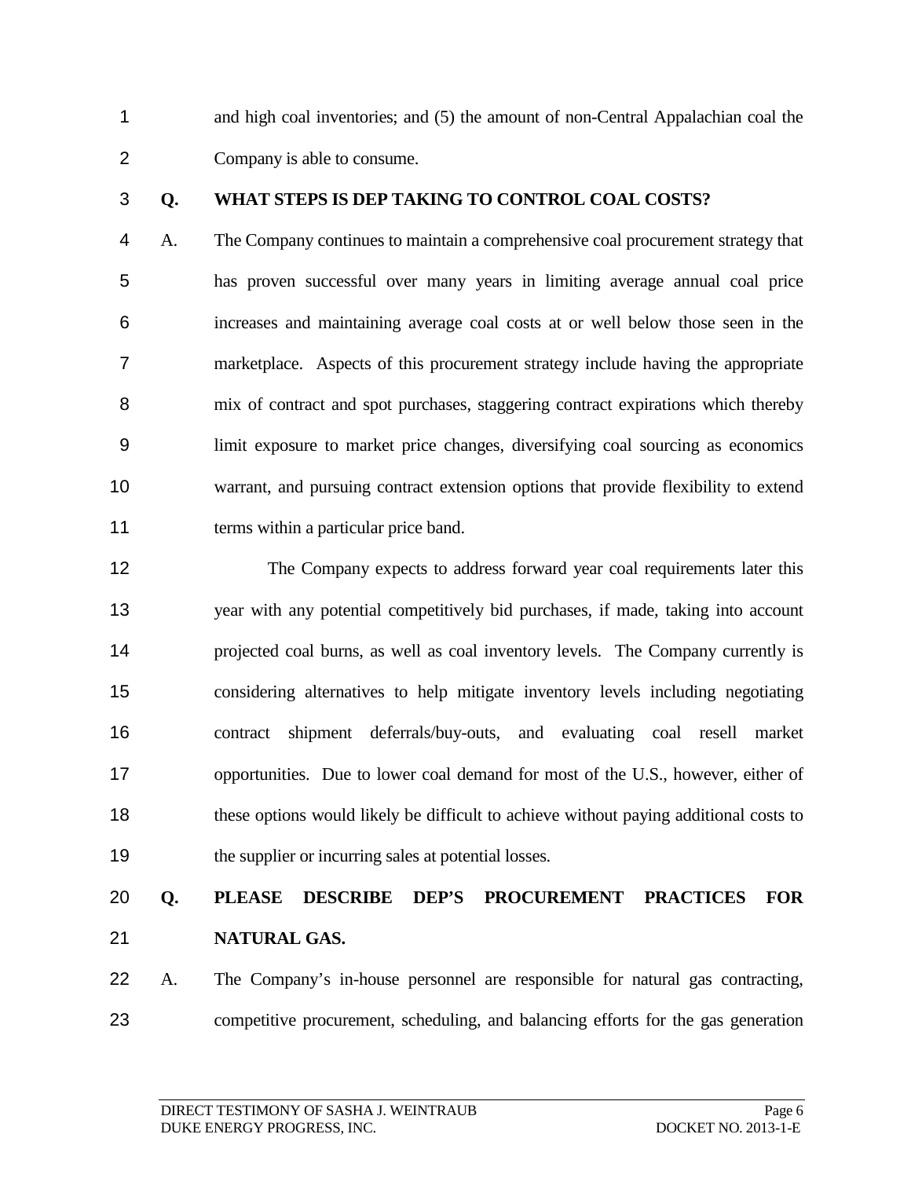and high coal inventories; and (5) the amount of non-Central Appalachian coal the Company is able to consume.

**Q. WHAT STEPS IS DEP TAKING TO CONTROL COAL COSTS?**

A. The Company continues to maintain a comprehensive coal procurement strategy that has proven successful over many years in limiting average annual coal price increases and maintaining average coal costs at or well below those seen in the marketplace. Aspects of this procurement strategy include having the appropriate mix of contract and spot purchases, staggering contract expirations which thereby limit exposure to market price changes, diversifying coal sourcing as economics warrant, and pursuing contract extension options that provide flexibility to extend terms within a particular price band.

The Company expects to address forward year coal requirements later this year with any potential competitively bid purchases, if made, taking into account projected coal burns, as well as coal inventory levels. The Company currently is considering alternatives to help mitigate inventory levels including negotiating contract shipment deferrals/buy-outs, and evaluating coal resell market opportunities. Due to lower coal demand for most of the U.S., however, either of these options would likely be difficult to achieve without paying additional costs to the supplier or incurring sales at potential losses.

**Q. PLEASE DESCRIBE DEP'S PROCUREMENT PRACTICES FOR NATURAL GAS.**

A. The Company's in-house personnel are responsible for natural gas contracting, competitive procurement, scheduling, and balancing efforts for the gas generation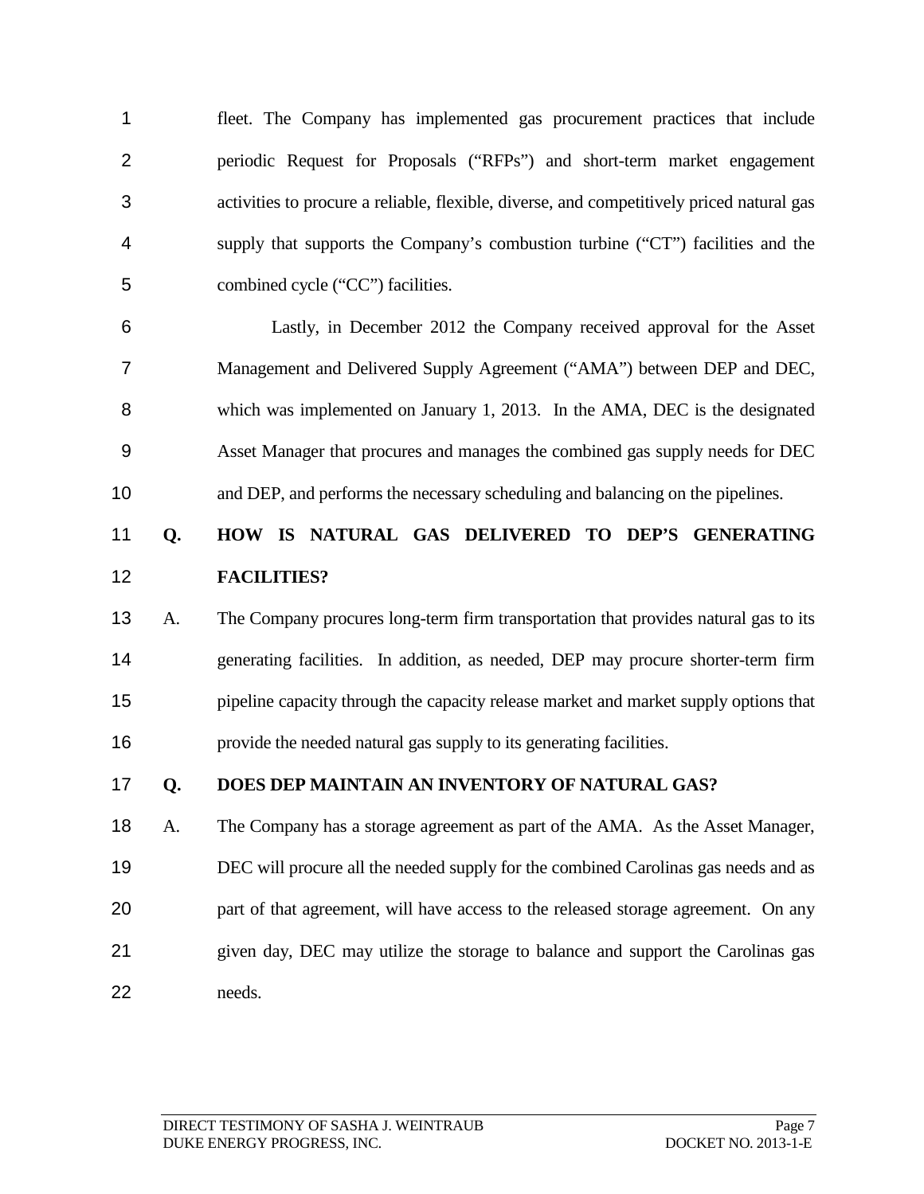fleet. The Company has implemented gas procurement practices that include periodic Request for Proposals ("RFPs") and short-term market engagement activities to procure a reliable, flexible, diverse, and competitively priced natural gas supply that supports the Company's combustion turbine ("CT") facilities and the combined cycle ("CC") facilities.

Lastly, in December 2012 the Company received approval for the Asset Management and Delivered Supply Agreement ("AMA") between DEP and DEC, which was implemented on January 1, 2013. In the AMA, DEC is the designated Asset Manager that procures and manages the combined gas supply needs for DEC and DEP, and performs the necessary scheduling and balancing on the pipelines.

**Q. HOW IS NATURAL GAS DELIVERED TO DEP'S GENERATING FACILITIES?**

A. The Company procures long-term firm transportation that provides natural gas to its generating facilities. In addition, as needed, DEP may procure shorter-term firm pipeline capacity through the capacity release market and market supply options that provide the needed natural gas supply to its generating facilities.

**Q. DOES DEP MAINTAIN AN INVENTORY OF NATURAL GAS?**

A. The Company has a storage agreement as part of the AMA. As the Asset Manager, DEC will procure all the needed supply for the combined Carolinas gas needs and as part of that agreement, will have access to the released storage agreement. On any given day, DEC may utilize the storage to balance and support the Carolinas gas needs.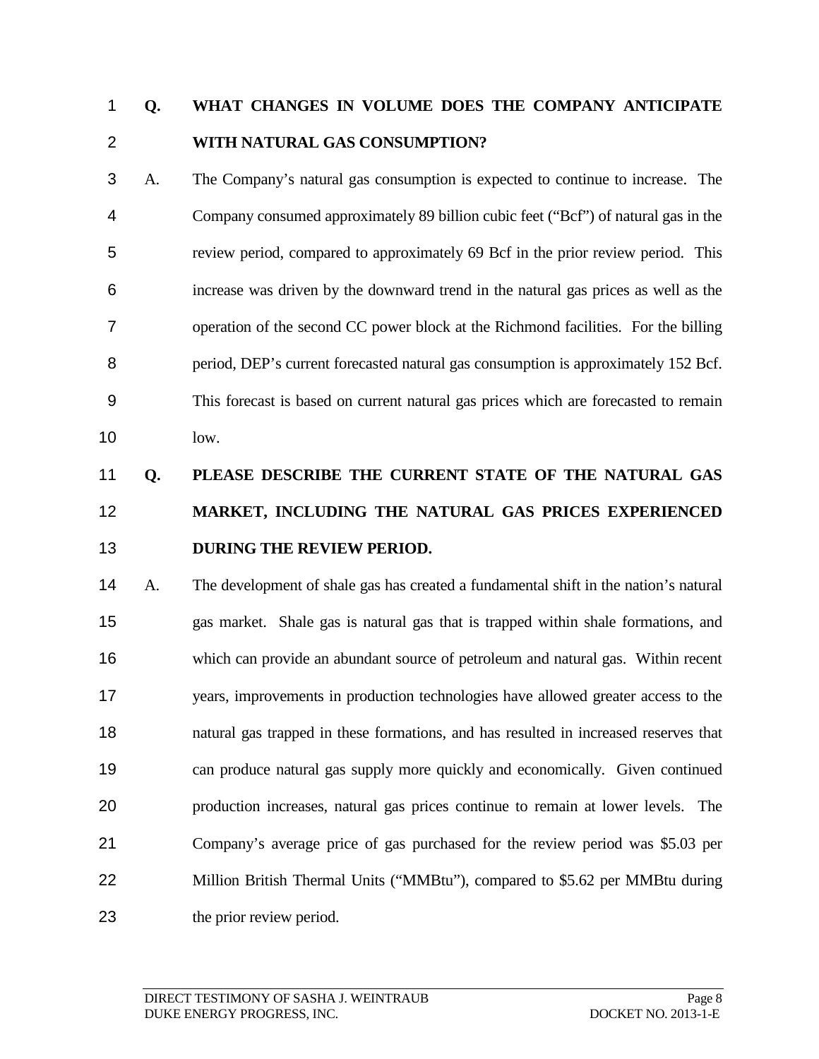**Q. WHAT CHANGES IN VOLUME DOES THE COMPANY ANTICIPATE WITH NATURAL GAS CONSUMPTION?**

A. The Company's natural gas consumption is expected to continue to increase. The Company consumed approximately 89 billion cubic feet ("Bcf") of natural gas in the review period, compared to approximately 69 Bcf in the prior review period. This increase was driven by the downward trend in the natural gas prices as well as the operation of the second CC power block at the Richmond facilities. For the billing period, DEP's current forecasted natural gas consumption is approximately 152 Bcf. This forecast is based on current natural gas prices which are forecasted to remain low.

**Q. PLEASE DESCRIBE THE CURRENT STATE OF THE NATURAL GAS MARKET, INCLUDING THE NATURAL GAS PRICES EXPERIENCED DURING THE REVIEW PERIOD.**

A. The development of shale gas has created a fundamental shift in the nation's natural gas market. Shale gas is natural gas that is trapped within shale formations, and which can provide an abundant source of petroleum and natural gas. Within recent years, improvements in production technologies have allowed greater access to the natural gas trapped in these formations, and has resulted in increased reserves that can produce natural gas supply more quickly and economically. Given continued production increases, natural gas prices continue to remain at lower levels. The Company's average price of gas purchased for the review period was $5.03 per Million British Thermal Units ("MMBtu"), compared to $5.62 per MMBtu during the prior review period.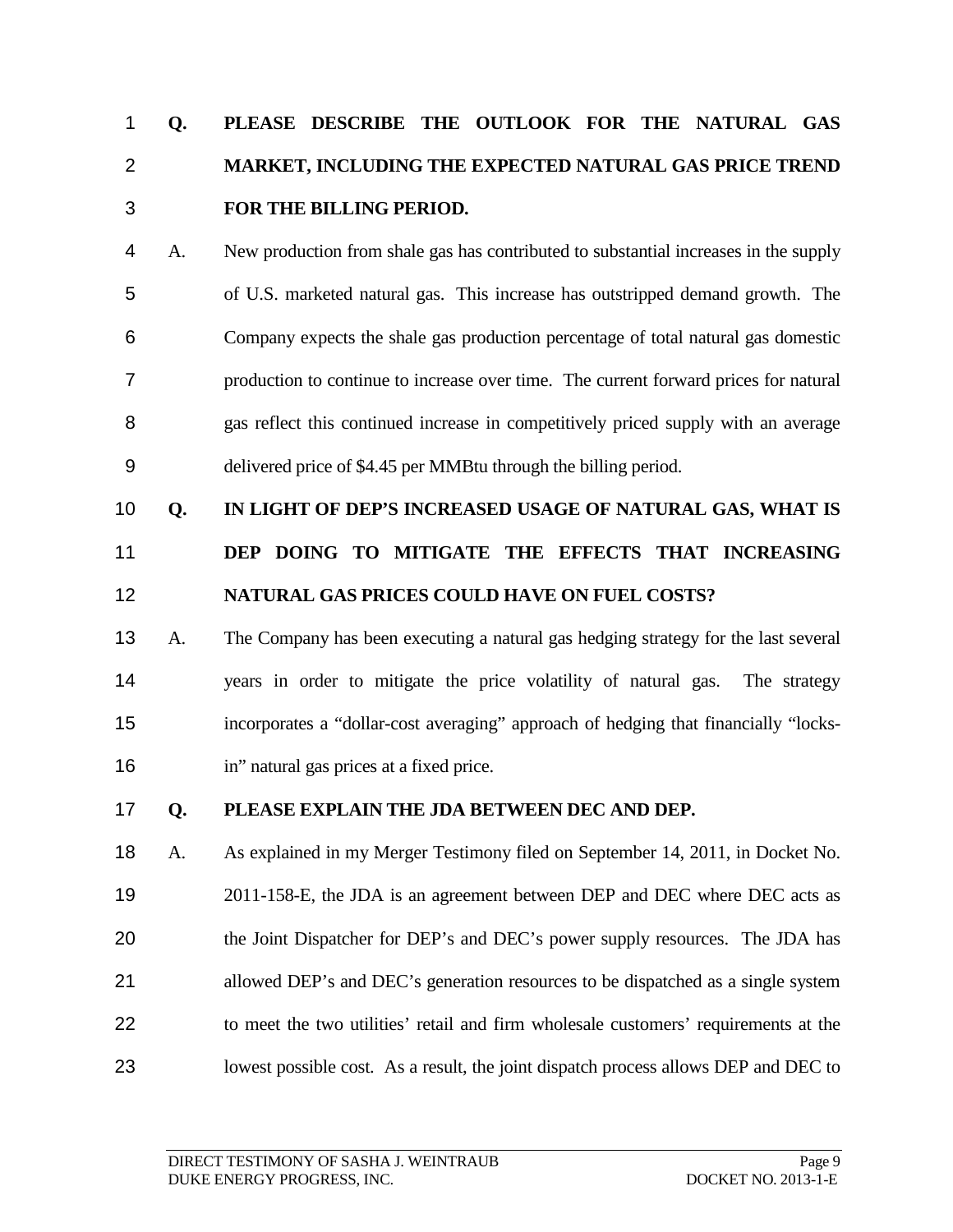**Q. PLEASE DESCRIBE THE OUTLOOK FOR THE NATURAL GAS MARKET, INCLUDING THE EXPECTED NATURAL GAS PRICE TREND FOR THE BILLING PERIOD.**

A. New production from shale gas has contributed to substantial increases in the supply of U.S. marketed natural gas. This increase has outstripped demand growth. The Company expects the shale gas production percentage of total natural gas domestic production to continue to increase over time. The current forward prices for natural gas reflect this continued increase in competitively priced supply with an average delivered price of $4.45 per MMBtu through the billing period.

**Q. IN LIGHT OF DEP'S INCREASED USAGE OF NATURAL GAS, WHAT IS DEP DOING TO MITIGATE THE EFFECTS THAT INCREASING NATURAL GAS PRICES COULD HAVE ON FUEL COSTS?**

A. The Company has been executing a natural gas hedging strategy for the last several years in order to mitigate the price volatility of natural gas. The strategy incorporates a "dollar-cost averaging" approach of hedging that financially "locks-in" natural gas prices at a fixed price.

**Q. PLEASE EXPLAIN THE JDA BETWEEN DEC AND DEP.**

A. As explained in my Merger Testimony filed on September 14, 2011, in Docket No. 2011-158-E, the JDA is an agreement between DEP and DEC where DEC acts as the Joint Dispatcher for DEP's and DEC's power supply resources. The JDA has allowed DEP's and DEC's generation resources to be dispatched as a single system to meet the two utilities' retail and firm wholesale customers' requirements at the lowest possible cost. As a result, the joint dispatch process allows DEP and DEC to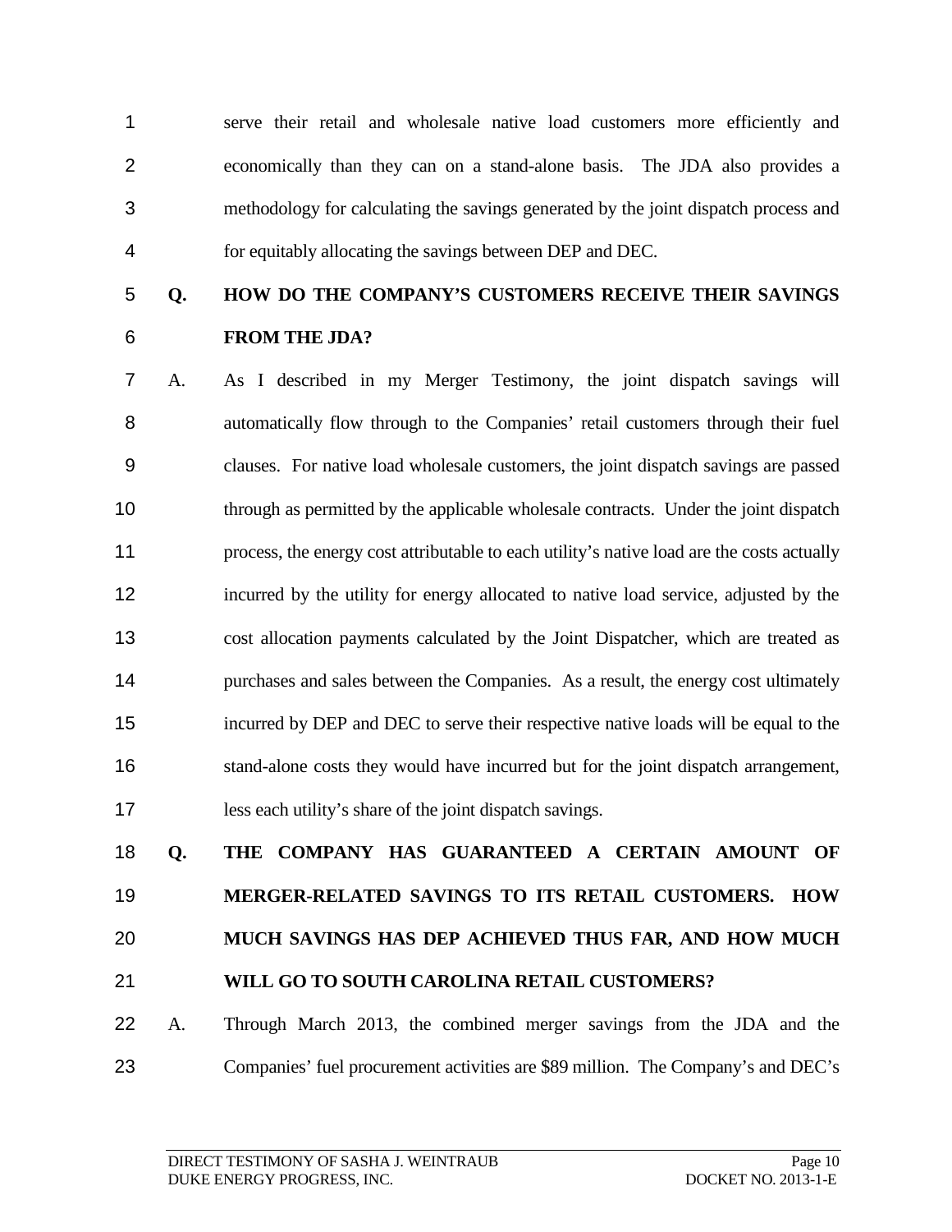serve their retail and wholesale native load customers more efficiently and economically than they can on a stand-alone basis. The JDA also provides a methodology for calculating the savings generated by the joint dispatch process and for equitably allocating the savings between DEP and DEC.

**Q. HOW DO THE COMPANY'S CUSTOMERS RECEIVE THEIR SAVINGS FROM THE JDA?**

A. As I described in my Merger Testimony, the joint dispatch savings will automatically flow through to the Companies' retail customers through their fuel clauses. For native load wholesale customers, the joint dispatch savings are passed through as permitted by the applicable wholesale contracts. Under the joint dispatch process, the energy cost attributable to each utility's native load are the costs actually incurred by the utility for energy allocated to native load service, adjusted by the cost allocation payments calculated by the Joint Dispatcher, which are treated as purchases and sales between the Companies. As a result, the energy cost ultimately incurred by DEP and DEC to serve their respective native loads will be equal to the stand-alone costs they would have incurred but for the joint dispatch arrangement, less each utility's share of the joint dispatch savings.

**Q. THE COMPANY HAS GUARANTEED A CERTAIN AMOUNT OF MERGER-RELATED SAVINGS TO ITS RETAIL CUSTOMERS. HOW MUCH SAVINGS HAS DEP ACHIEVED THUS FAR, AND HOW MUCH WILL GO TO SOUTH CAROLINA RETAIL CUSTOMERS?**

A. Through March 2013, the combined merger savings from the JDA and the Companies' fuel procurement activities are $89 million. The Company's and DEC's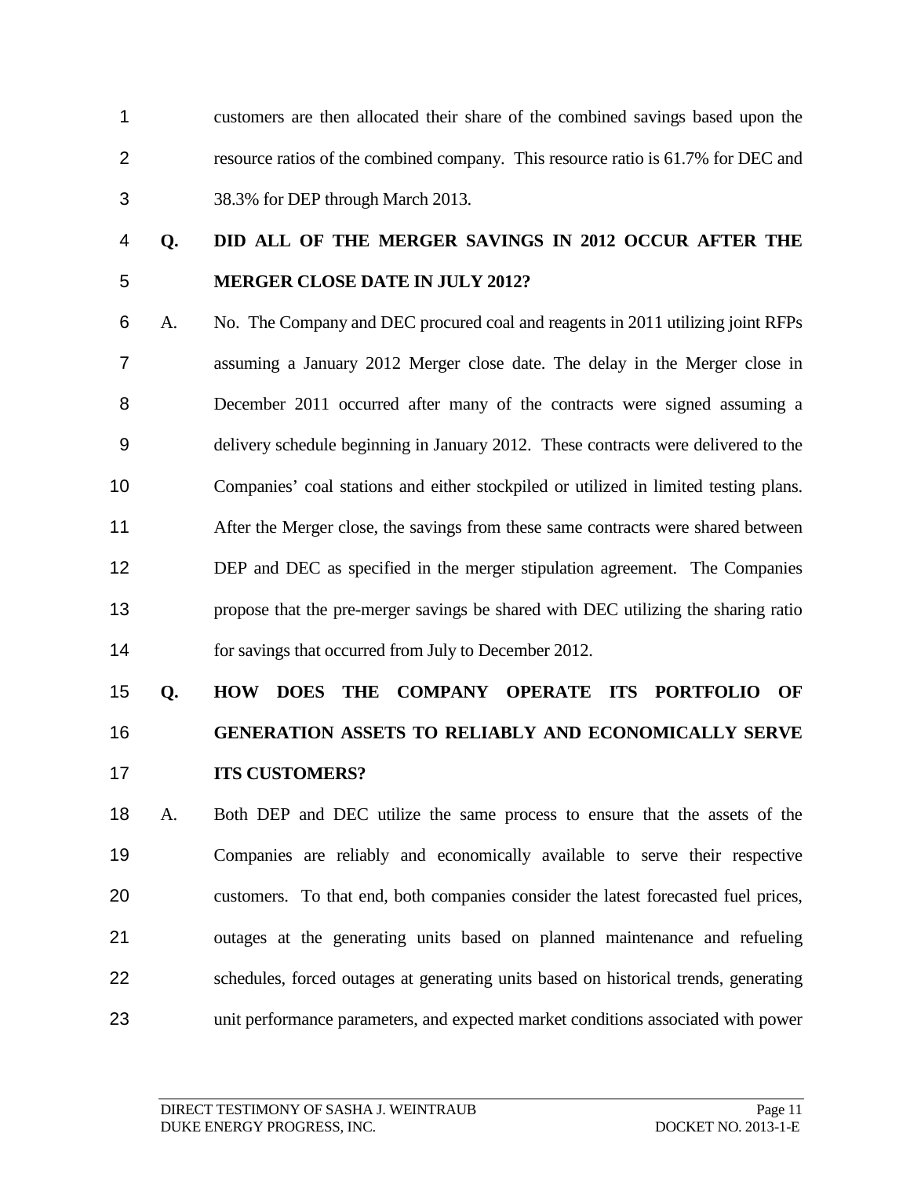customers are then allocated their share of the combined savings based upon the resource ratios of the combined company. This resource ratio is 61.7% for DEC and 38.3% for DEP through March 2013.

**Q. DID ALL OF THE MERGER SAVINGS IN 2012 OCCUR AFTER THE MERGER CLOSE DATE IN JULY 2012?**

A. No. The Company and DEC procured coal and reagents in 2011 utilizing joint RFPs assuming a January 2012 Merger close date. The delay in the Merger close in December 2011 occurred after many of the contracts were signed assuming a delivery schedule beginning in January 2012. These contracts were delivered to the Companies' coal stations and either stockpiled or utilized in limited testing plans. After the Merger close, the savings from these same contracts were shared between DEP and DEC as specified in the merger stipulation agreement. The Companies propose that the pre-merger savings be shared with DEC utilizing the sharing ratio for savings that occurred from July to December 2012.

**Q. HOW DOES THE COMPANY OPERATE ITS PORTFOLIO OF GENERATION ASSETS TO RELIABLY AND ECONOMICALLY SERVE ITS CUSTOMERS?**

A. Both DEP and DEC utilize the same process to ensure that the assets of the Companies are reliably and economically available to serve their respective customers. To that end, both companies consider the latest forecasted fuel prices, outages at the generating units based on planned maintenance and refueling schedules, forced outages at generating units based on historical trends, generating unit performance parameters, and expected market conditions associated with power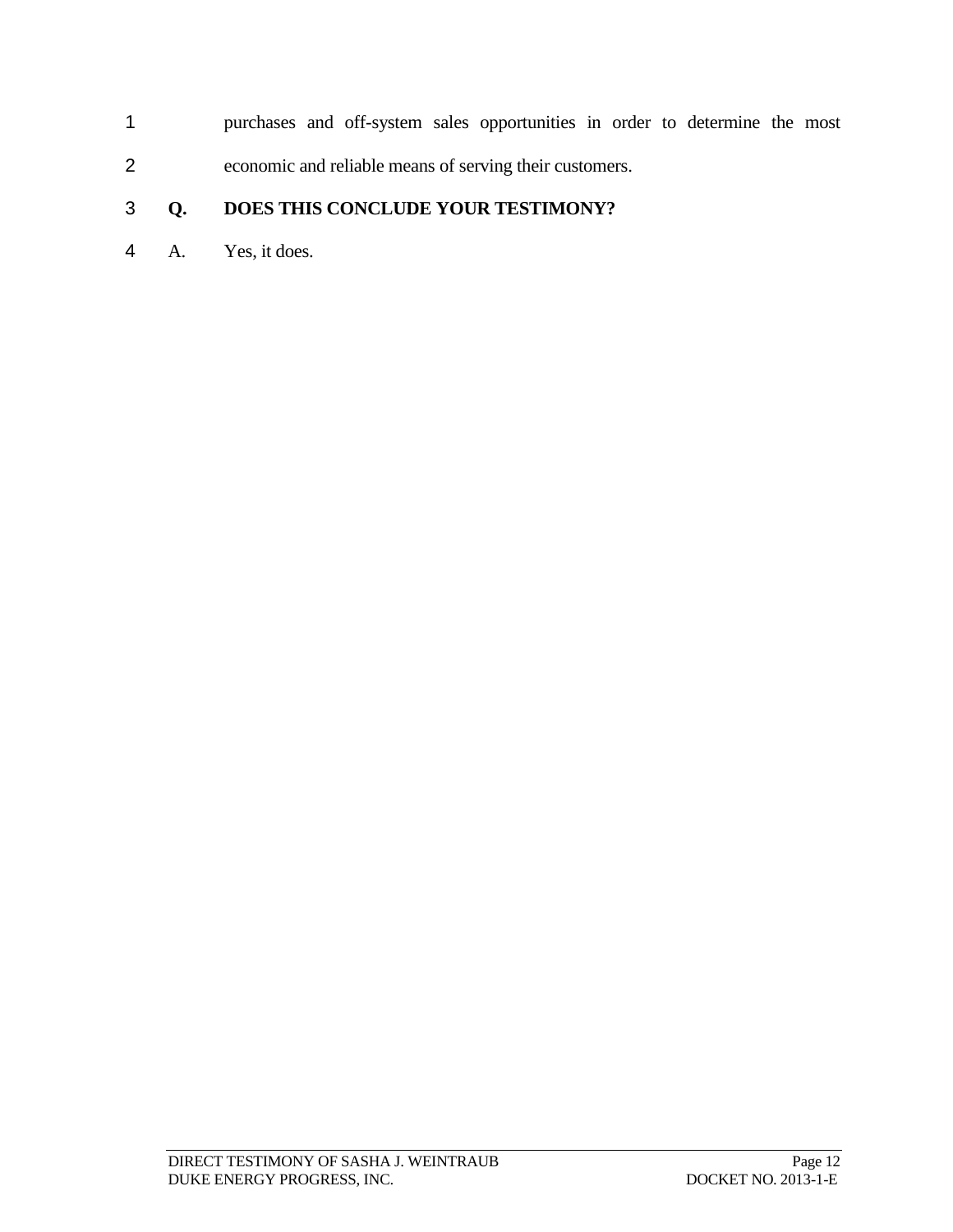purchases and off-system sales opportunities in order to determine the most economic and reliable means of serving their customers.

**Q. DOES THIS CONCLUDE YOUR TESTIMONY?**

A. Yes, it does.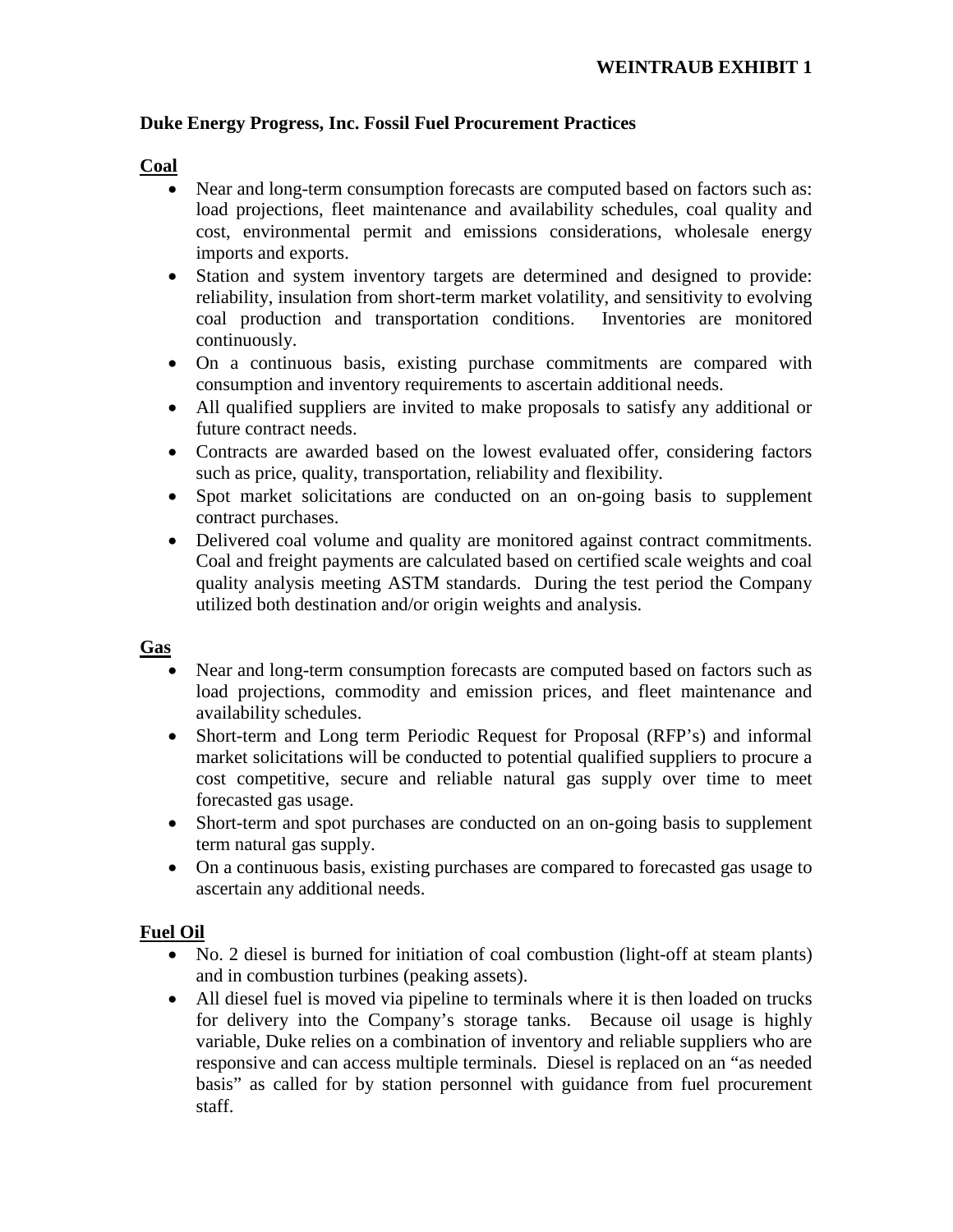**WEINTRAUB EXHIBIT 1**

## Duke Energy Progress, Inc. Fossil Fuel Procurement Practices

### Coal

- Near and long-term consumption forecasts are computed based on factors such as: load projections, fleet maintenance and availability schedules, coal quality and cost, environmental permit and emissions considerations, wholesale energy imports and exports.
- Station and system inventory targets are determined and designed to provide: reliability, insulation from short-term market volatility, and sensitivity to evolving coal production and transportation conditions. Inventories are monitored continuously.
- On a continuous basis, existing purchase commitments are compared with consumption and inventory requirements to ascertain additional needs.
- All qualified suppliers are invited to make proposals to satisfy any additional or future contract needs.
- Contracts are awarded based on the lowest evaluated offer, considering factors such as price, quality, transportation, reliability and flexibility.
- Spot market solicitations are conducted on an on-going basis to supplement contract purchases.
- Delivered coal volume and quality are monitored against contract commitments. Coal and freight payments are calculated based on certified scale weights and coal quality analysis meeting ASTM standards. During the test period the Company utilized both destination and/or origin weights and analysis.

### Gas

- Near and long-term consumption forecasts are computed based on factors such as load projections, commodity and emission prices, and fleet maintenance and availability schedules.
- Short-term and Long term Periodic Request for Proposal (RFP's) and informal market solicitations will be conducted to potential qualified suppliers to procure a cost competitive, secure and reliable natural gas supply over time to meet forecasted gas usage.
- Short-term and spot purchases are conducted on an on-going basis to supplement term natural gas supply.
- On a continuous basis, existing purchases are compared to forecasted gas usage to ascertain any additional needs.

### Fuel Oil

- No. 2 diesel is burned for initiation of coal combustion (light-off at steam plants) and in combustion turbines (peaking assets).
- All diesel fuel is moved via pipeline to terminals where it is then loaded on trucks for delivery into the Company's storage tanks. Because oil usage is highly variable, Duke relies on a combination of inventory and reliable suppliers who are responsive and can access multiple terminals. Diesel is replaced on an "as needed basis" as called for by station personnel with guidance from fuel procurement staff.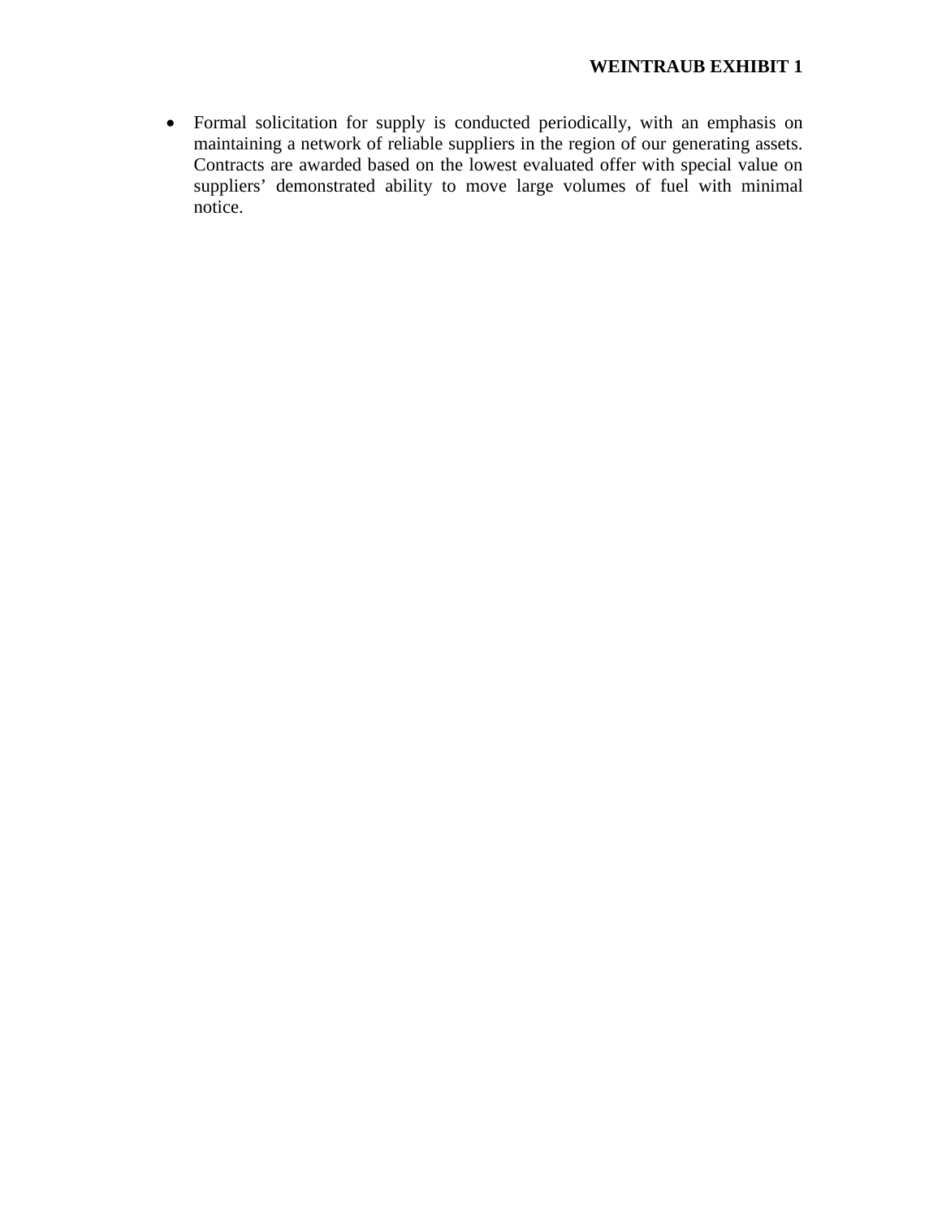- Formal solicitation for supply is conducted periodically, with an emphasis on maintaining a network of reliable suppliers in the region of our generating assets. Contracts are awarded based on the lowest evaluated offer with special value on suppliers' demonstrated ability to move large volumes of fuel with minimal notice.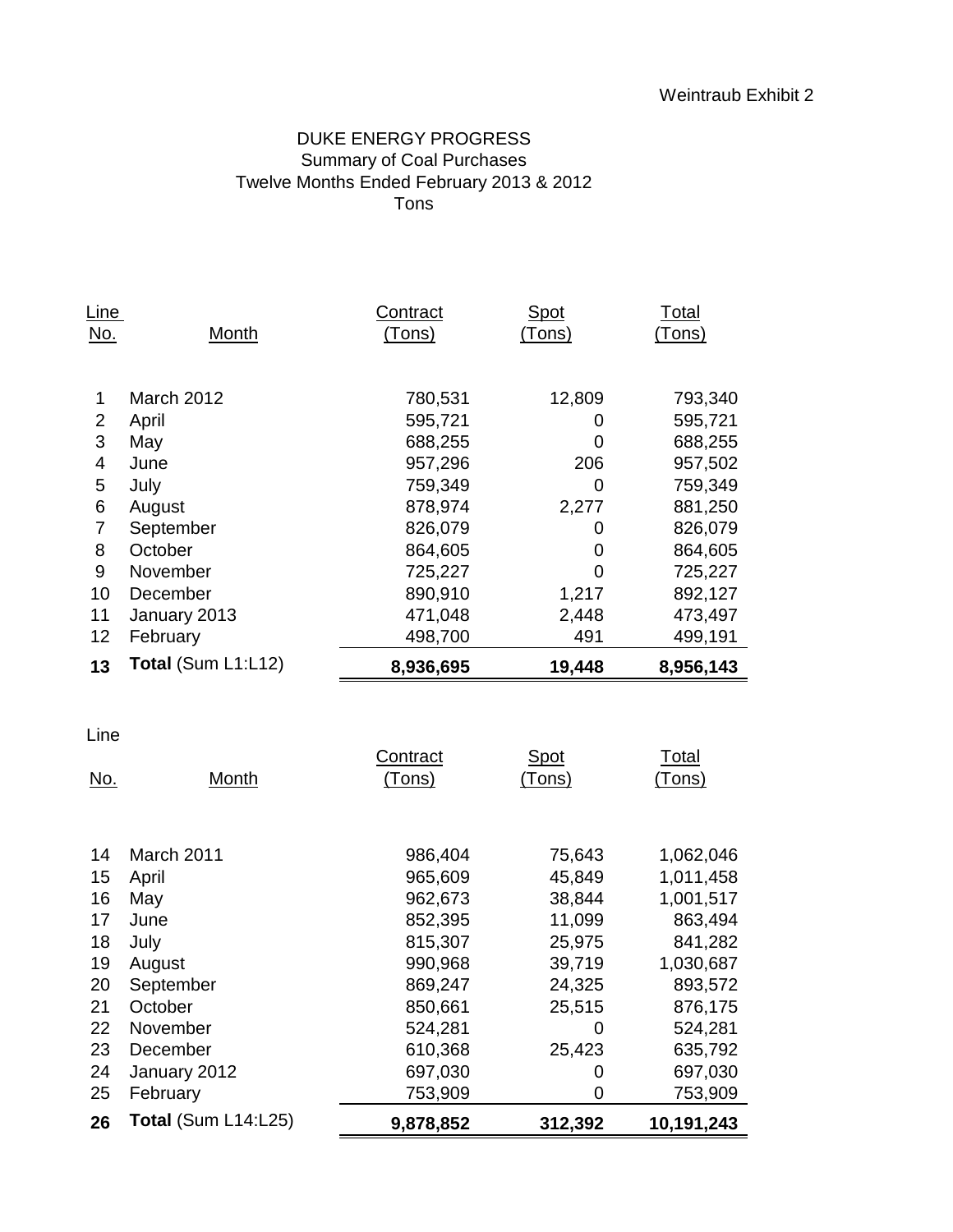Weintraub Exhibit 2

DUKE ENERGY PROGRESS
Summary of Coal Purchases
Twelve Months Ended February 2013 & 2012
Tons

| Line No. | Month | Contract (Tons) | Spot (Tons) | Total (Tons) |
|---|---|---|---|---|
| 1 | March 2012 | 780,531 | 12,809 | 793,340 |
| 2 | April | 595,721 | 0 | 595,721 |
| 3 | May | 688,255 | 0 | 688,255 |
| 4 | June | 957,296 | 206 | 957,502 |
| 5 | July | 759,349 | 0 | 759,349 |
| 6 | August | 878,974 | 2,277 | 881,250 |
| 7 | September | 826,079 | 0 | 826,079 |
| 8 | October | 864,605 | 0 | 864,605 |
| 9 | November | 725,227 | 0 | 725,227 |
| 10 | December | 890,910 | 1,217 | 892,127 |
| 11 | January 2013 | 471,048 | 2,448 | 473,497 |
| 12 | February | 498,700 | 491 | 499,191 |
| **13** | **Total** (Sum L1:L12) | **8,936,695** | **19,448** | **8,956,143** |

| Line No. | Month | Contract (Tons) | Spot (Tons) | Total (Tons) |
|---|---|---|---|---|
| 14 | March 2011 | 986,404 | 75,643 | 1,062,046 |
| 15 | April | 965,609 | 45,849 | 1,011,458 |
| 16 | May | 962,673 | 38,844 | 1,001,517 |
| 17 | June | 852,395 | 11,099 | 863,494 |
| 18 | July | 815,307 | 25,975 | 841,282 |
| 19 | August | 990,968 | 39,719 | 1,030,687 |
| 20 | September | 869,247 | 24,325 | 893,572 |
| 21 | October | 850,661 | 25,515 | 876,175 |
| 22 | November | 524,281 | 0 | 524,281 |
| 23 | December | 610,368 | 25,423 | 635,792 |
| 24 | January 2012 | 697,030 | 0 | 697,030 |
| 25 | February | 753,909 | 0 | 753,909 |
| **26** | **Total** (Sum L14:L25) | **9,878,852** | **312,392** | **10,191,243** |